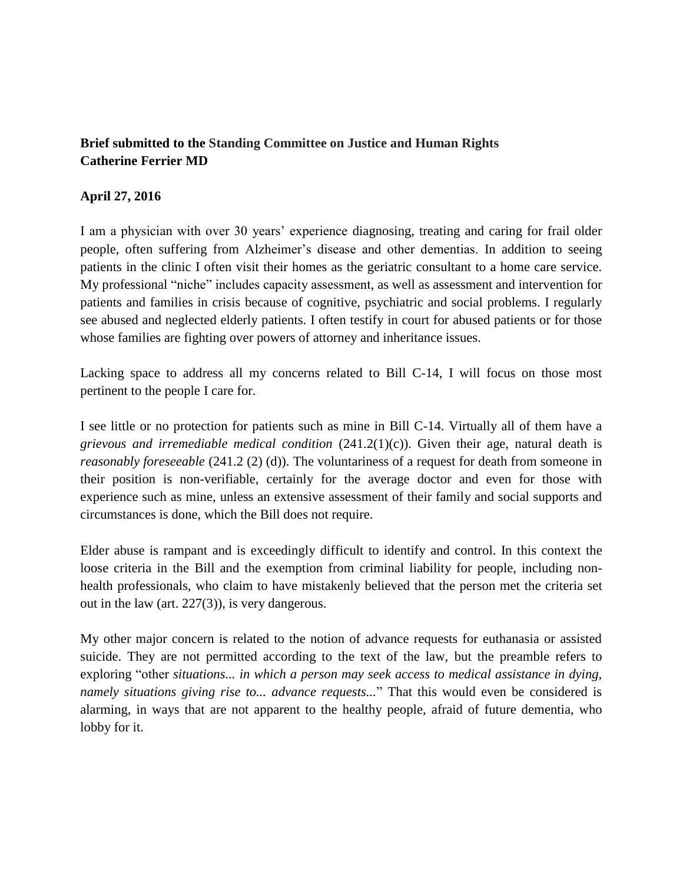**Brief submitted to the Standing Committee on Justice and Human Rights**
**Catherine Ferrier MD**

**April 27, 2016**

I am a physician with over 30 years' experience diagnosing, treating and caring for frail older people, often suffering from Alzheimer's disease and other dementias. In addition to seeing patients in the clinic I often visit their homes as the geriatric consultant to a home care service. My professional "niche" includes capacity assessment, as well as assessment and intervention for patients and families in crisis because of cognitive, psychiatric and social problems. I regularly see abused and neglected elderly patients. I often testify in court for abused patients or for those whose families are fighting over powers of attorney and inheritance issues.

Lacking space to address all my concerns related to Bill C-14, I will focus on those most pertinent to the people I care for.

I see little or no protection for patients such as mine in Bill C-14. Virtually all of them have a *grievous and irremediable medical condition* (241.2(1)(c)). Given their age, natural death is *reasonably foreseeable* (241.2 (2) (d)). The voluntariness of a request for death from someone in their position is non-verifiable, certainly for the average doctor and even for those with experience such as mine, unless an extensive assessment of their family and social supports and circumstances is done, which the Bill does not require.

Elder abuse is rampant and is exceedingly difficult to identify and control. In this context the loose criteria in the Bill and the exemption from criminal liability for people, including non-health professionals, who claim to have mistakenly believed that the person met the criteria set out in the law (art. 227(3)), is very dangerous.

My other major concern is related to the notion of advance requests for euthanasia or assisted suicide. They are not permitted according to the text of the law, but the preamble refers to exploring "other *situations... in which a person may seek access to medical assistance in dying, namely situations giving rise to... advance requests...*" That this would even be considered is alarming, in ways that are not apparent to the healthy people, afraid of future dementia, who lobby for it.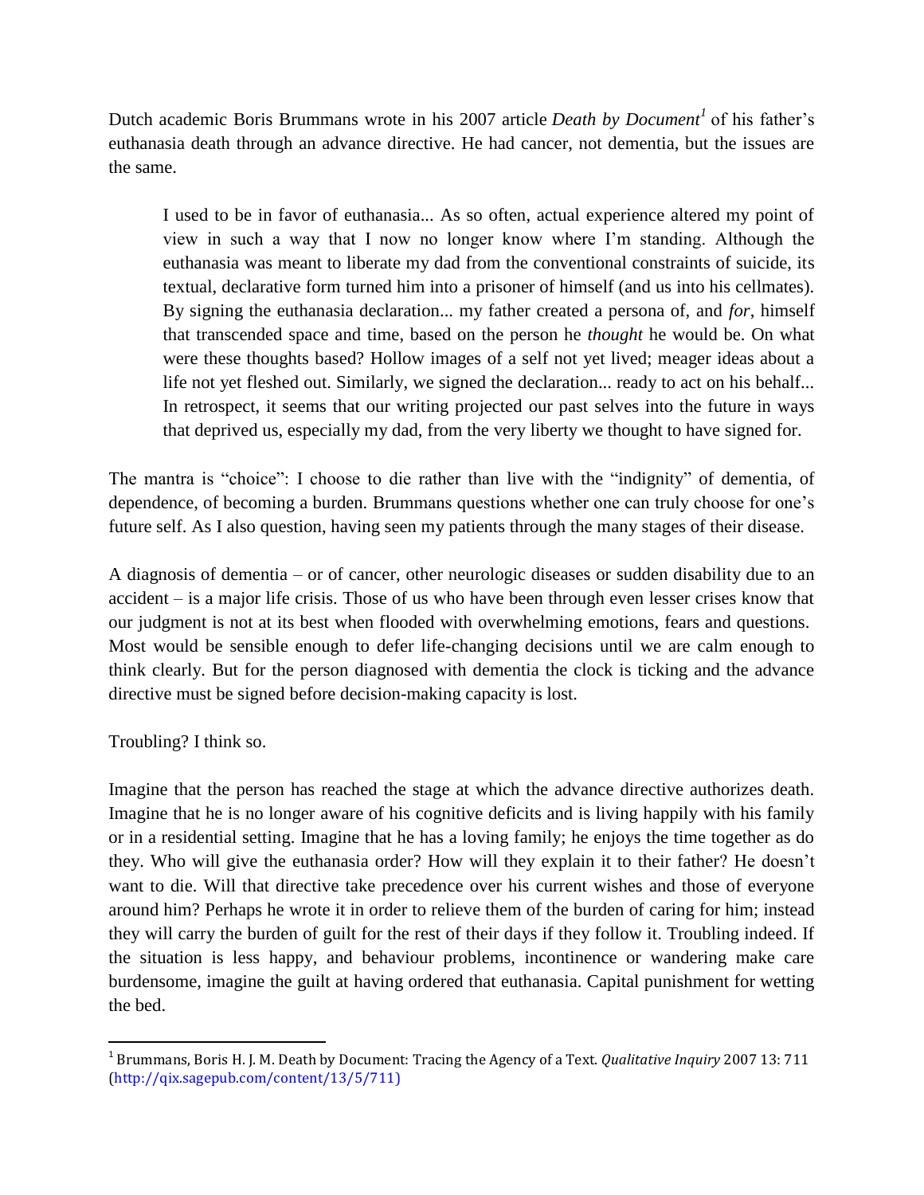Dutch academic Boris Brummans wrote in his 2007 article *Death by Document*[1] of his father's euthanasia death through an advance directive. He had cancer, not dementia, but the issues are the same.

> I used to be in favor of euthanasia... As so often, actual experience altered my point of view in such a way that I now no longer know where I'm standing. Although the euthanasia was meant to liberate my dad from the conventional constraints of suicide, its textual, declarative form turned him into a prisoner of himself (and us into his cellmates). By signing the euthanasia declaration... my father created a persona of, and *for*, himself that transcended space and time, based on the person he *thought* he would be. On what were these thoughts based? Hollow images of a self not yet lived; meager ideas about a life not yet fleshed out. Similarly, we signed the declaration... ready to act on his behalf... In retrospect, it seems that our writing projected our past selves into the future in ways that deprived us, especially my dad, from the very liberty we thought to have signed for.

The mantra is "choice": I choose to die rather than live with the "indignity" of dementia, of dependence, of becoming a burden. Brummans questions whether one can truly choose for one's future self. As I also question, having seen my patients through the many stages of their disease.

A diagnosis of dementia – or of cancer, other neurologic diseases or sudden disability due to an accident – is a major life crisis. Those of us who have been through even lesser crises know that our judgment is not at its best when flooded with overwhelming emotions, fears and questions. Most would be sensible enough to defer life-changing decisions until we are calm enough to think clearly. But for the person diagnosed with dementia the clock is ticking and the advance directive must be signed before decision-making capacity is lost.

Troubling? I think so.

Imagine that the person has reached the stage at which the advance directive authorizes death. Imagine that he is no longer aware of his cognitive deficits and is living happily with his family or in a residential setting. Imagine that he has a loving family; he enjoys the time together as do they. Who will give the euthanasia order? How will they explain it to their father? He doesn't want to die. Will that directive take precedence over his current wishes and those of everyone around him? Perhaps he wrote it in order to relieve them of the burden of caring for him; instead they will carry the burden of guilt for the rest of their days if they follow it. Troubling indeed. If the situation is less happy, and behaviour problems, incontinence or wandering make care burdensome, imagine the guilt at having ordered that euthanasia. Capital punishment for wetting the bed.

---

[1] Brummans, Boris H. J. M. Death by Document: Tracing the Agency of a Text. *Qualitative Inquiry* 2007 13: 711 (http://qix.sagepub.com/content/13/5/711)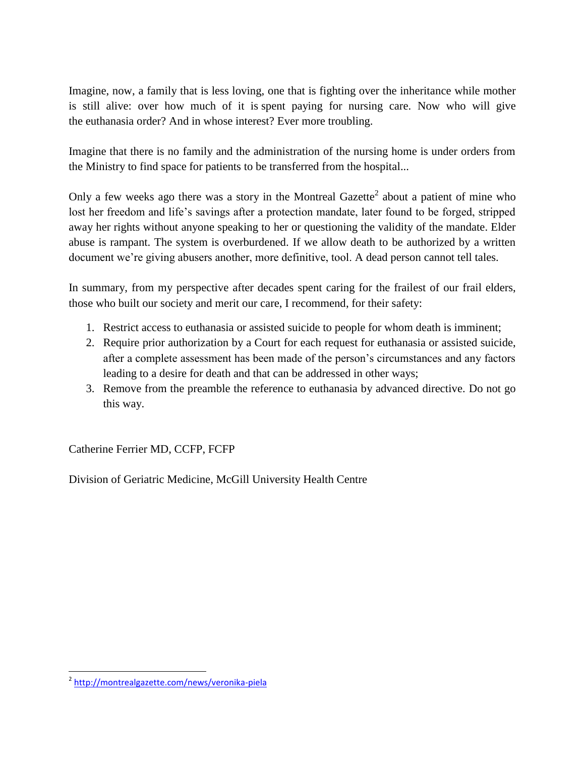Imagine, now, a family that is less loving, one that is fighting over the inheritance while mother is still alive: over how much of it is spent paying for nursing care. Now who will give the euthanasia order? And in whose interest? Ever more troubling.

Imagine that there is no family and the administration of the nursing home is under orders from the Ministry to find space for patients to be transferred from the hospital...

Only a few weeks ago there was a story in the Montreal Gazette[2] about a patient of mine who lost her freedom and life's savings after a protection mandate, later found to be forged, stripped away her rights without anyone speaking to her or questioning the validity of the mandate. Elder abuse is rampant. The system is overburdened. If we allow death to be authorized by a written document we're giving abusers another, more definitive, tool. A dead person cannot tell tales.

In summary, from my perspective after decades spent caring for the frailest of our frail elders, those who built our society and merit our care, I recommend, for their safety:

1. Restrict access to euthanasia or assisted suicide to people for whom death is imminent;
2. Require prior authorization by a Court for each request for euthanasia or assisted suicide, after a complete assessment has been made of the person's circumstances and any factors leading to a desire for death and that can be addressed in other ways;
3. Remove from the preamble the reference to euthanasia by advanced directive. Do not go this way.

Catherine Ferrier MD, CCFP, FCFP

Division of Geriatric Medicine, McGill University Health Centre

---

[2] http://montrealgazette.com/news/veronika-piela